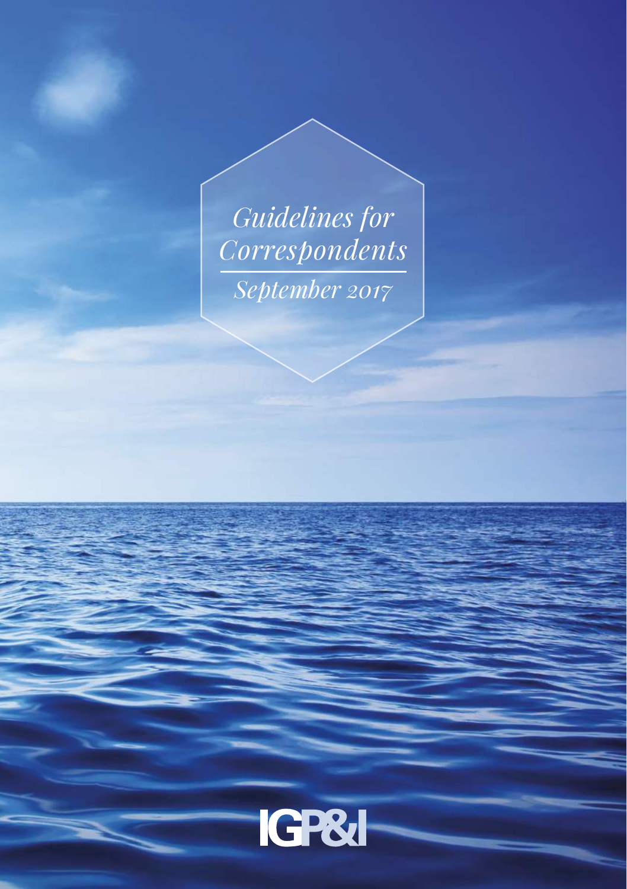# *Guidelines for Correspondents*

*September 2017*

IGP&I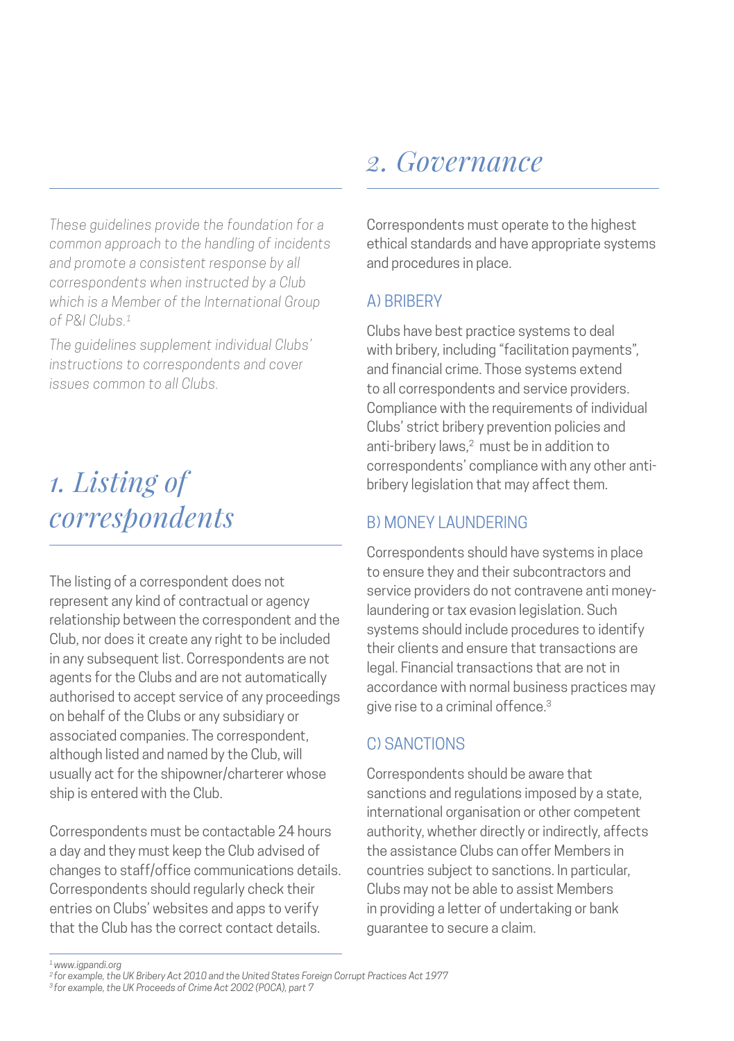*These guidelines provide the foundation for a common approach to the handling of incidents and promote a consistent response by all correspondents when instructed by a Club which is a Member of the International Group of P&I Clubs.*[1]

*The guidelines supplement individual Clubs' instructions to correspondents and cover issues common to all Clubs.*

# *1. Listing of correspondents*

The listing of a correspondent does not represent any kind of contractual or agency relationship between the correspondent and the Club, nor does it create any right to be included in any subsequent list. Correspondents are not agents for the Clubs and are not automatically authorised to accept service of any proceedings on behalf of the Clubs or any subsidiary or associated companies. The correspondent, although listed and named by the Club, will usually act for the shipowner/charterer whose ship is entered with the Club.

Correspondents must be contactable 24 hours a day and they must keep the Club advised of changes to staff/office communications details. Correspondents should regularly check their entries on Clubs' websites and apps to verify that the Club has the correct contact details.

# *2. Governance*

Correspondents must operate to the highest ethical standards and have appropriate systems and procedures in place.

## A) BRIBERY

Clubs have best practice systems to deal with bribery, including "facilitation payments", and financial crime. Those systems extend to all correspondents and service providers. Compliance with the requirements of individual Clubs' strict bribery prevention policies and anti-bribery laws,[2] must be in addition to correspondents' compliance with any other anti-bribery legislation that may affect them.

## B) MONEY LAUNDERING

Correspondents should have systems in place to ensure they and their subcontractors and service providers do not contravene anti money-laundering or tax evasion legislation. Such systems should include procedures to identify their clients and ensure that transactions are legal. Financial transactions that are not in accordance with normal business practices may give rise to a criminal offence.[3]

## C) SANCTIONS

Correspondents should be aware that sanctions and regulations imposed by a state, international organisation or other competent authority, whether directly or indirectly, affects the assistance Clubs can offer Members in countries subject to sanctions. In particular, Clubs may not be able to assist Members in providing a letter of undertaking or bank guarantee to secure a claim.

---

[1] www.igpandi.org

[2] for example, the UK Bribery Act 2010 and the United States Foreign Corrupt Practices Act 1977

[3] for example, the UK Proceeds of Crime Act 2002 (POCA), part 7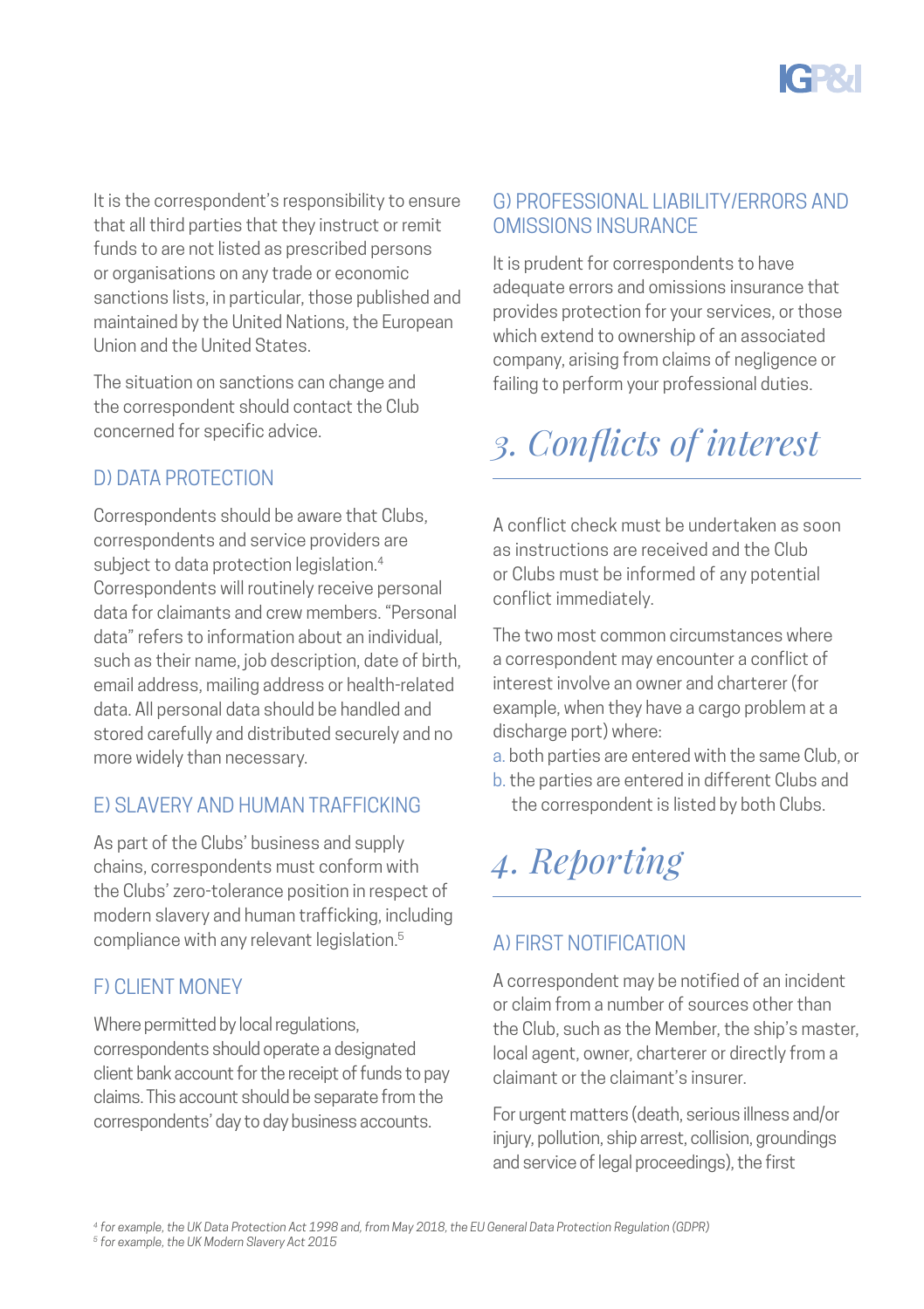It is the correspondent's responsibility to ensure that all third parties that they instruct or remit funds to are not listed as prescribed persons or organisations on any trade or economic sanctions lists, in particular, those published and maintained by the United Nations, the European Union and the United States.

The situation on sanctions can change and the correspondent should contact the Club concerned for specific advice.

### D) DATA PROTECTION

Correspondents should be aware that Clubs, correspondents and service providers are subject to data protection legislation.[4] Correspondents will routinely receive personal data for claimants and crew members. "Personal data" refers to information about an individual, such as their name, job description, date of birth, email address, mailing address or health-related data. All personal data should be handled and stored carefully and distributed securely and no more widely than necessary.

### E) SLAVERY AND HUMAN TRAFFICKING

As part of the Clubs' business and supply chains, correspondents must conform with the Clubs' zero-tolerance position in respect of modern slavery and human trafficking, including compliance with any relevant legislation.[5]

### F) CLIENT MONEY

Where permitted by local regulations, correspondents should operate a designated client bank account for the receipt of funds to pay claims. This account should be separate from the correspondents' day to day business accounts.

### G) PROFESSIONAL LIABILITY/ERRORS AND OMISSIONS INSURANCE

It is prudent for correspondents to have adequate errors and omissions insurance that provides protection for your services, or those which extend to ownership of an associated company, arising from claims of negligence or failing to perform your professional duties.

## *3. Conflicts of interest*

A conflict check must be undertaken as soon as instructions are received and the Club or Clubs must be informed of any potential conflict immediately.

The two most common circumstances where a correspondent may encounter a conflict of interest involve an owner and charterer (for example, when they have a cargo problem at a discharge port) where:

a. both parties are entered with the same Club, or
b. the parties are entered in different Clubs and the correspondent is listed by both Clubs.

## *4. Reporting*

### A) FIRST NOTIFICATION

A correspondent may be notified of an incident or claim from a number of sources other than the Club, such as the Member, the ship's master, local agent, owner, charterer or directly from a claimant or the claimant's insurer.

For urgent matters (death, serious illness and/or injury, pollution, ship arrest, collision, groundings and service of legal proceedings), the first

---

[4] *for example, the UK Data Protection Act 1998 and, from May 2018, the EU General Data Protection Regulation (GDPR)*
[5] *for example, the UK Modern Slavery Act 2015*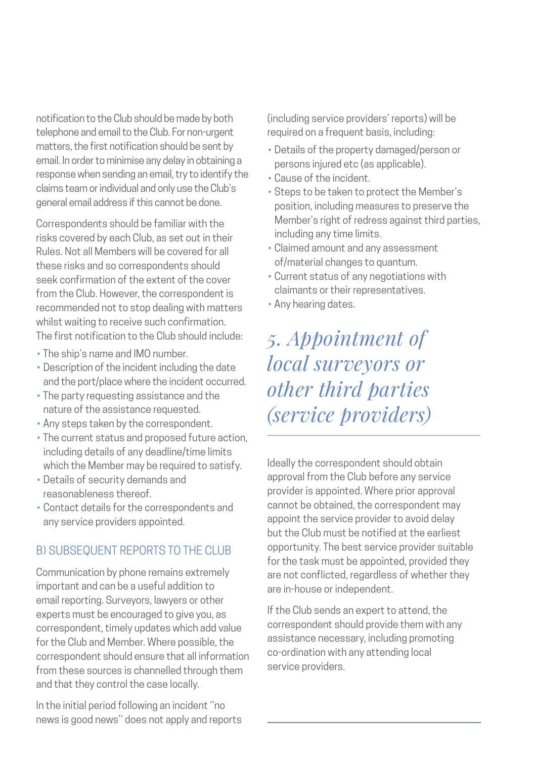notification to the Club should be made by both telephone and email to the Club. For non-urgent matters, the first notification should be sent by email. In order to minimise any delay in obtaining a response when sending an email, try to identify the claims team or individual and only use the Club's general email address if this cannot be done.

Correspondents should be familiar with the risks covered by each Club, as set out in their Rules. Not all Members will be covered for all these risks and so correspondents should seek confirmation of the extent of the cover from the Club. However, the correspondent is recommended not to stop dealing with matters whilst waiting to receive such confirmation. The first notification to the Club should include:

- The ship's name and IMO number.
- Description of the incident including the date and the port/place where the incident occurred.
- The party requesting assistance and the nature of the assistance requested.
- Any steps taken by the correspondent.
- The current status and proposed future action, including details of any deadline/time limits which the Member may be required to satisfy.
- Details of security demands and reasonableness thereof.
- Contact details for the correspondents and any service providers appointed.

### B) SUBSEQUENT REPORTS TO THE CLUB

Communication by phone remains extremely important and can be a useful addition to email reporting. Surveyors, lawyers or other experts must be encouraged to give you, as correspondent, timely updates which add value for the Club and Member. Where possible, the correspondent should ensure that all information from these sources is channelled through them and that they control the case locally.

In the initial period following an incident "no news is good news" does not apply and reports (including service providers' reports) will be required on a frequent basis, including:

- Details of the property damaged/person or persons injured etc (as applicable).
- Cause of the incident.
- Steps to be taken to protect the Member's position, including measures to preserve the Member's right of redress against third parties, including any time limits.
- Claimed amount and any assessment of/material changes to quantum.
- Current status of any negotiations with claimants or their representatives.
- Any hearing dates.

## *5. Appointment of local surveyors or other third parties (service providers)*

Ideally the correspondent should obtain approval from the Club before any service provider is appointed. Where prior approval cannot be obtained, the correspondent may appoint the service provider to avoid delay but the Club must be notified at the earliest opportunity. The best service provider suitable for the task must be appointed, provided they are not conflicted, regardless of whether they are in-house or independent.

If the Club sends an expert to attend, the correspondent should provide them with any assistance necessary, including promoting co-ordination with any attending local service providers.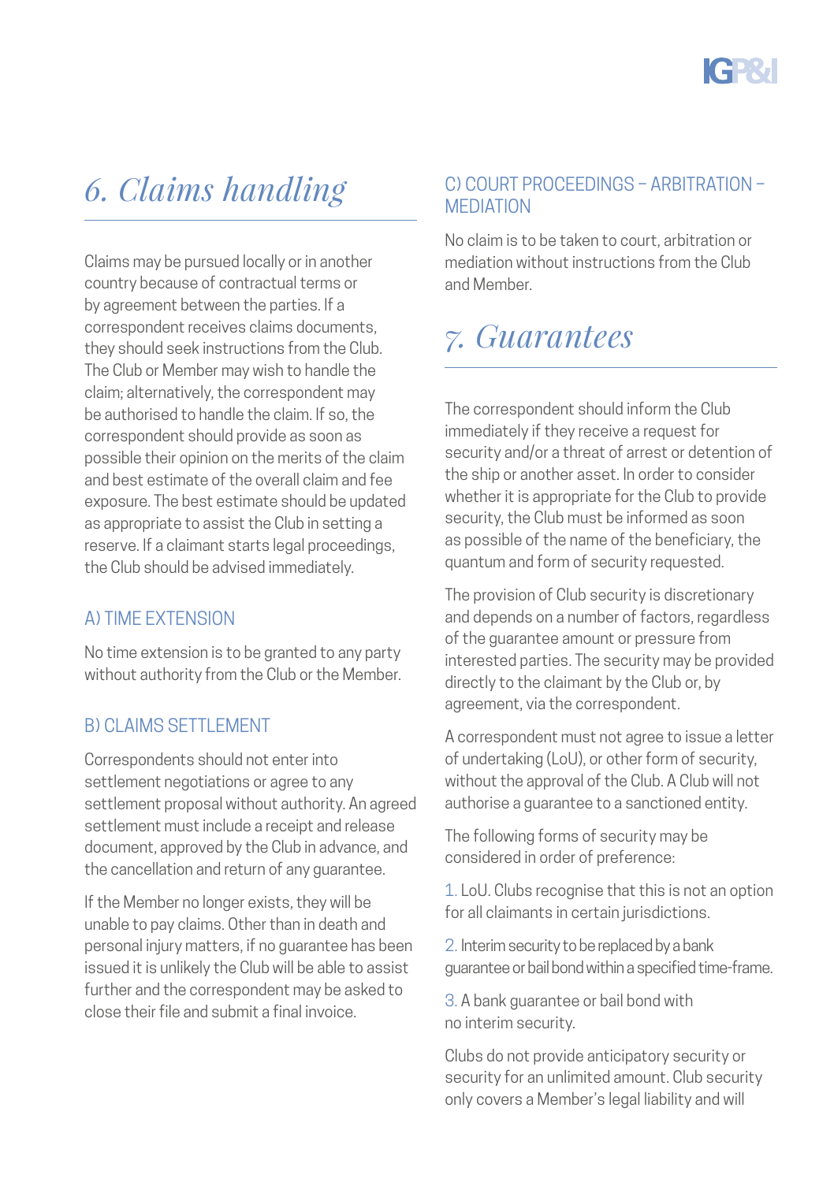# 6. Claims handling

Claims may be pursued locally or in another country because of contractual terms or by agreement between the parties. If a correspondent receives claims documents, they should seek instructions from the Club. The Club or Member may wish to handle the claim; alternatively, the correspondent may be authorised to handle the claim. If so, the correspondent should provide as soon as possible their opinion on the merits of the claim and best estimate of the overall claim and fee exposure. The best estimate should be updated as appropriate to assist the Club in setting a reserve. If a claimant starts legal proceedings, the Club should be advised immediately.

### A) TIME EXTENSION

No time extension is to be granted to any party without authority from the Club or the Member.

### B) CLAIMS SETTLEMENT

Correspondents should not enter into settlement negotiations or agree to any settlement proposal without authority. An agreed settlement must include a receipt and release document, approved by the Club in advance, and the cancellation and return of any guarantee.

If the Member no longer exists, they will be unable to pay claims. Other than in death and personal injury matters, if no guarantee has been issued it is unlikely the Club will be able to assist further and the correspondent may be asked to close their file and submit a final invoice.

### C) COURT PROCEEDINGS – ARBITRATION – MEDIATION

No claim is to be taken to court, arbitration or mediation without instructions from the Club and Member.

# 7. Guarantees

The correspondent should inform the Club immediately if they receive a request for security and/or a threat of arrest or detention of the ship or another asset. In order to consider whether it is appropriate for the Club to provide security, the Club must be informed as soon as possible of the name of the beneficiary, the quantum and form of security requested.

The provision of Club security is discretionary and depends on a number of factors, regardless of the guarantee amount or pressure from interested parties. The security may be provided directly to the claimant by the Club or, by agreement, via the correspondent.

A correspondent must not agree to issue a letter of undertaking (LoU), or other form of security, without the approval of the Club. A Club will not authorise a guarantee to a sanctioned entity.

The following forms of security may be considered in order of preference:

1. LoU. Clubs recognise that this is not an option for all claimants in certain jurisdictions.
2. Interim security to be replaced by a bank guarantee or bail bond within a specified time-frame.
3. A bank guarantee or bail bond with no interim security.

Clubs do not provide anticipatory security or security for an unlimited amount. Club security only covers a Member's legal liability and will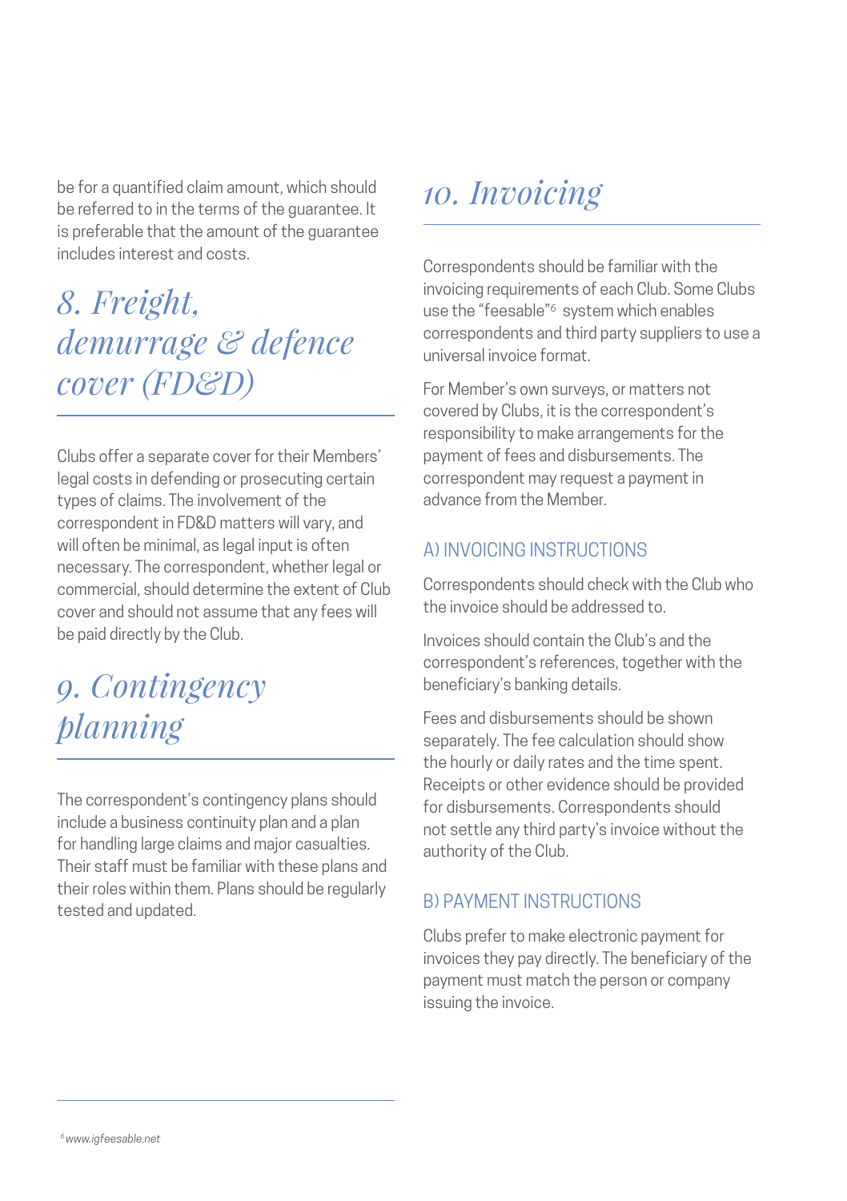be for a quantified claim amount, which should be referred to in the terms of the guarantee. It is preferable that the amount of the guarantee includes interest and costs.

# 8. Freight, demurrage & defence cover (FD&D)

Clubs offer a separate cover for their Members' legal costs in defending or prosecuting certain types of claims. The involvement of the correspondent in FD&D matters will vary, and will often be minimal, as legal input is often necessary. The correspondent, whether legal or commercial, should determine the extent of Club cover and should not assume that any fees will be paid directly by the Club.

# 9. Contingency planning

The correspondent's contingency plans should include a business continuity plan and a plan for handling large claims and major casualties. Their staff must be familiar with these plans and their roles within them. Plans should be regularly tested and updated.

# 10. Invoicing

Correspondents should be familiar with the invoicing requirements of each Club. Some Clubs use the "feesable"[6] system which enables correspondents and third party suppliers to use a universal invoice format.

For Member's own surveys, or matters not covered by Clubs, it is the correspondent's responsibility to make arrangements for the payment of fees and disbursements. The correspondent may request a payment in advance from the Member.

## A) INVOICING INSTRUCTIONS

Correspondents should check with the Club who the invoice should be addressed to.

Invoices should contain the Club's and the correspondent's references, together with the beneficiary's banking details.

Fees and disbursements should be shown separately. The fee calculation should show the hourly or daily rates and the time spent. Receipts or other evidence should be provided for disbursements. Correspondents should not settle any third party's invoice without the authority of the Club.

## B) PAYMENT INSTRUCTIONS

Clubs prefer to make electronic payment for invoices they pay directly. The beneficiary of the payment must match the person or company issuing the invoice.

---

[6] *www.igfeesable.net*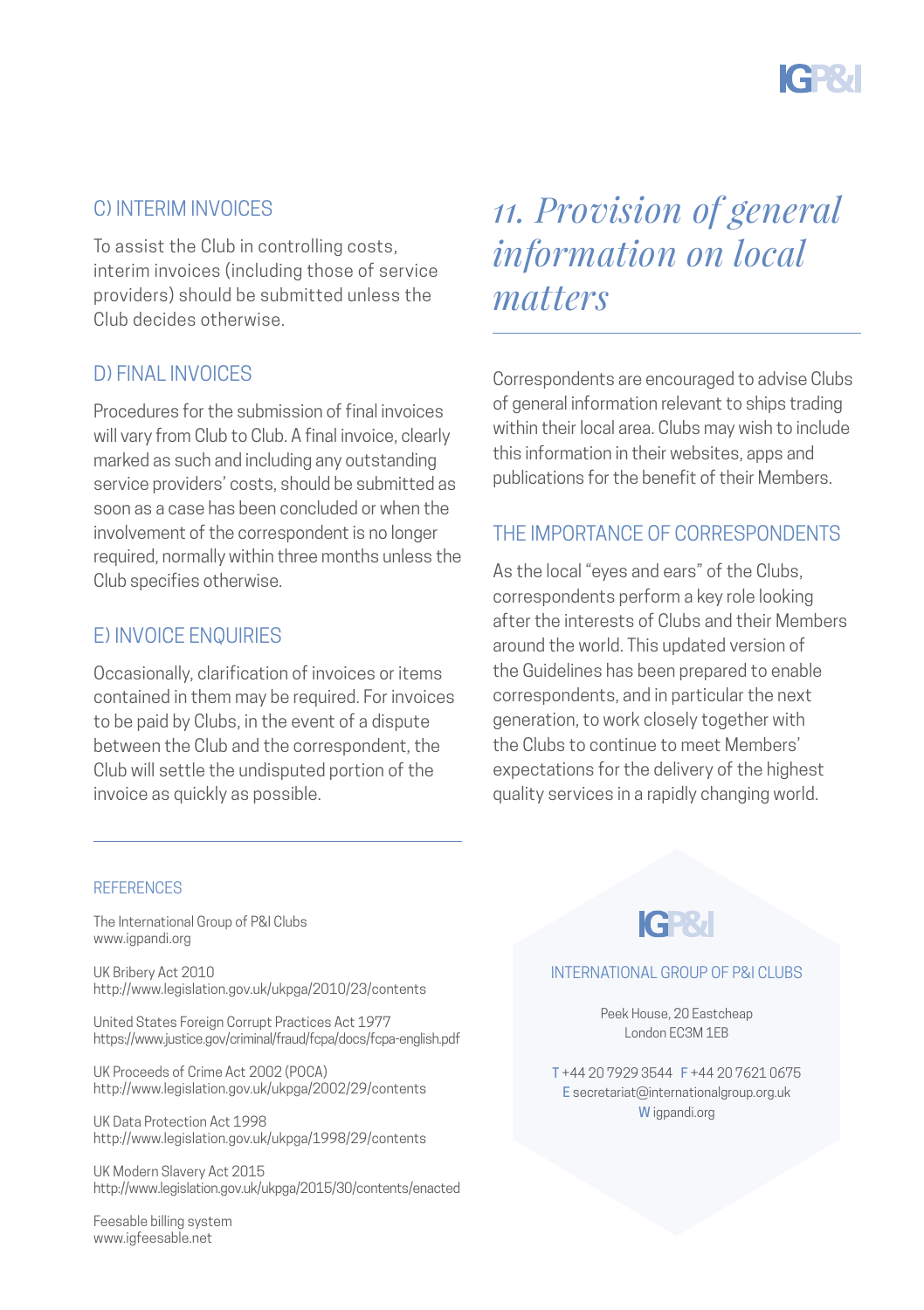### C) INTERIM INVOICES

To assist the Club in controlling costs, interim invoices (including those of service providers) should be submitted unless the Club decides otherwise.

### D) FINAL INVOICES

Procedures for the submission of final invoices will vary from Club to Club. A final invoice, clearly marked as such and including any outstanding service providers' costs, should be submitted as soon as a case has been concluded or when the involvement of the correspondent is no longer required, normally within three months unless the Club specifies otherwise.

### E) INVOICE ENQUIRIES

Occasionally, clarification of invoices or items contained in them may be required. For invoices to be paid by Clubs, in the event of a dispute between the Club and the correspondent, the Club will settle the undisputed portion of the invoice as quickly as possible.

## *11. Provision of general information on local matters*

Correspondents are encouraged to advise Clubs of general information relevant to ships trading within their local area. Clubs may wish to include this information in their websites, apps and publications for the benefit of their Members.

### THE IMPORTANCE OF CORRESPONDENTS

As the local "eyes and ears" of the Clubs, correspondents perform a key role looking after the interests of Clubs and their Members around the world. This updated version of the Guidelines has been prepared to enable correspondents, and in particular the next generation, to work closely together with the Clubs to continue to meet Members' expectations for the delivery of the highest quality services in a rapidly changing world.

### REFERENCES

The International Group of P&I Clubs
www.igpandi.org

UK Bribery Act 2010
http://www.legislation.gov.uk/ukpga/2010/23/contents

United States Foreign Corrupt Practices Act 1977
https://www.justice.gov/criminal/fraud/fcpa/docs/fcpa-english.pdf

UK Proceeds of Crime Act 2002 (POCA)
http://www.legislation.gov.uk/ukpga/2002/29/contents

UK Data Protection Act 1998
http://www.legislation.gov.uk/ukpga/1998/29/contents

UK Modern Slavery Act 2015
http://www.legislation.gov.uk/ukpga/2015/30/contents/enacted

Feesable billing system
www.igfeesable.net

IGP&I

INTERNATIONAL GROUP OF P&I CLUBS

Peek House, 20 Eastcheap
London EC3M 1EB

T +44 20 7929 3544 F +44 20 7621 0675
E secretariat@internationalgroup.org.uk
W igpandi.org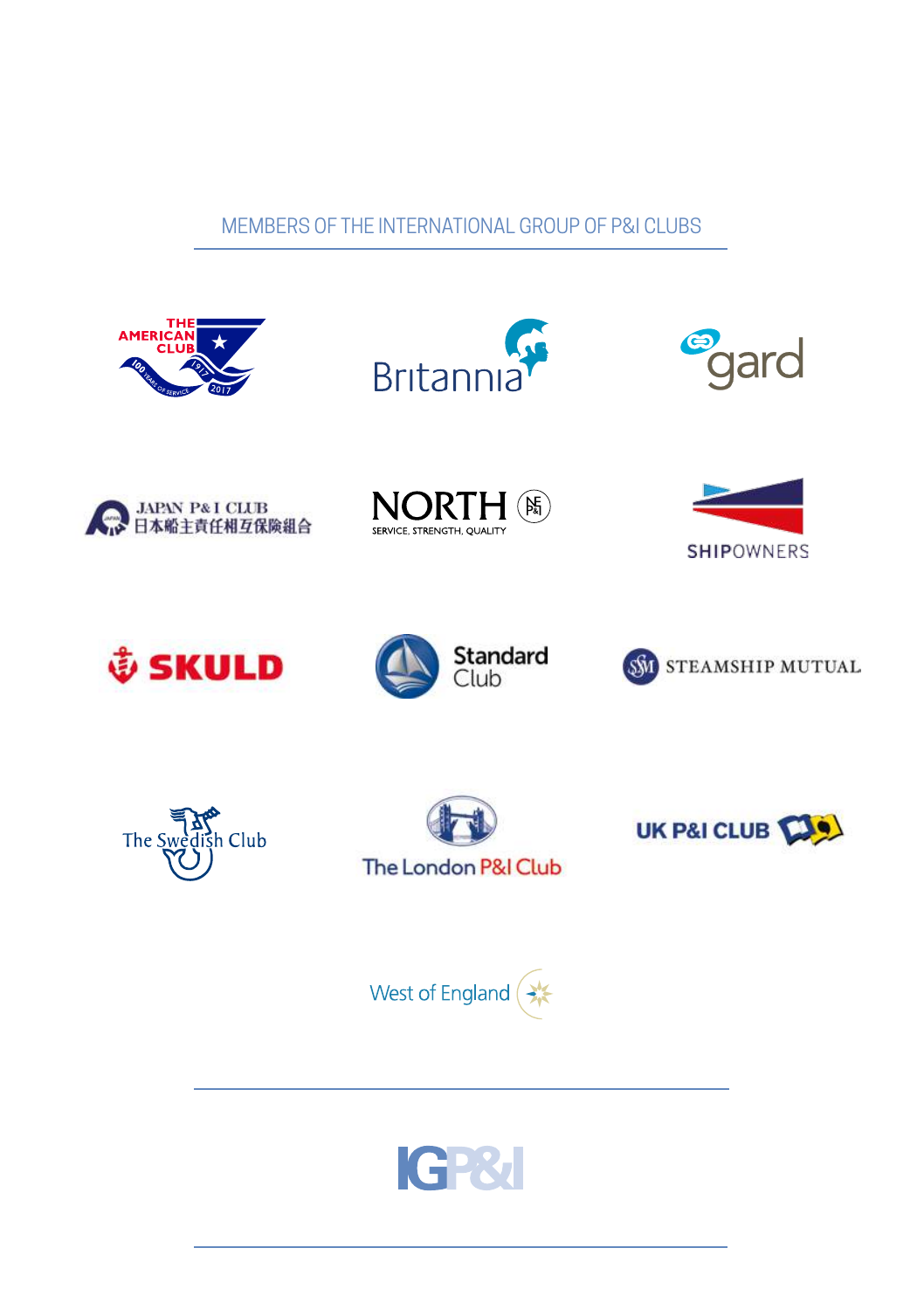MEMBERS OF THE INTERNATIONAL GROUP OF P&I CLUBS

THE AMERICAN CLUB

100 YEARS OF SERVICE 1917 2017

Britannia

gard

JAPAN P&I CLUB

日本船主責任相互保険組合

NORTH

SERVICE, STRENGTH, QUALITY

SHIPOWNERS

SKULD

Standard Club

STEAMSHIP MUTUAL

The Swedish Club

The London P&I Club

UK P&I CLUB

West of England

IGP&I